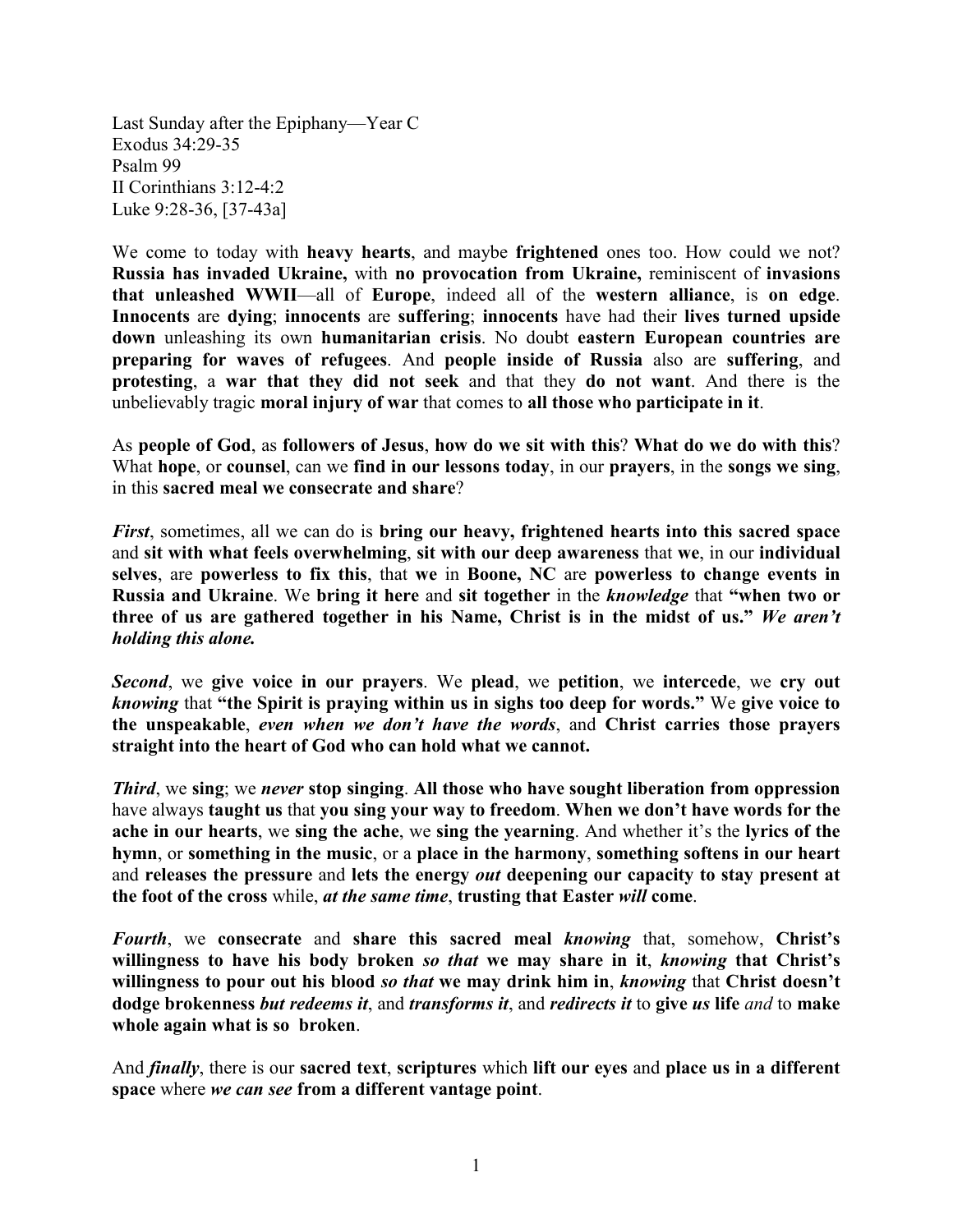Last Sunday after the Epiphany—Year C
Exodus 34:29-35
Psalm 99
II Corinthians 3:12-4:2
Luke 9:28-36, [37-43a]

We come to today with **heavy hearts**, and maybe **frightened** ones too. How could we not? **Russia has invaded Ukraine,** with **no provocation from Ukraine,** reminiscent of **invasions that unleashed WWII**—all of **Europe**, indeed all of the **western alliance**, is **on edge**. **Innocents** are **dying**; **innocents** are **suffering**; **innocents** have had their **lives turned upside down** unleashing its own **humanitarian crisis**. No doubt **eastern European countries are preparing for waves of refugees**. And **people inside of Russia** also are **suffering**, and **protesting**, a **war that they did not seek** and that they **do not want**. And there is the unbelievably tragic **moral injury of war** that comes to **all those who participate in it**.

As **people of God**, as **followers of Jesus**, **how do we sit with this**? **What do we do with this**? What **hope**, or **counsel**, can we **find in our lessons today**, in our **prayers**, in the **songs we sing**, in this **sacred meal we consecrate and share**?

***First***, sometimes, all we can do is **bring our heavy, frightened hearts into this sacred space** and **sit with what feels overwhelming**, **sit with our deep awareness** that **we**, in our **individual selves**, are **powerless to fix this**, that **we** in **Boone, NC** are **powerless to change events in Russia and Ukraine**. We **bring it here** and **sit together** in the ***knowledge*** that **"when two or three of us are gathered together in his Name, Christ is in the midst of us."** ***We aren't holding this alone.***

***Second***, we **give voice in our prayers**. We **plead**, we **petition**, we **intercede**, we **cry out** ***knowing*** that **"the Spirit is praying within us in sighs too deep for words."** We **give voice to the unspeakable**, *even when we don't have the words*, and **Christ carries those prayers straight into the heart of God who can hold what we cannot.**

***Third***, we **sing**; we ***never*** **stop singing**. **All those who have sought liberation from oppression** have always **taught us** that **you sing your way to freedom**. **When we don't have words for the ache in our hearts**, we **sing the ache**, we **sing the yearning**. And whether it's the **lyrics of the hymn**, or **something in the music**, or a **place in the harmony**, **something softens in our heart** and **releases the pressure** and **lets the energy** ***out*** **deepening our capacity to stay present at the foot of the cross** while, ***at the same time***, **trusting that Easter** ***will*** **come**.

***Fourth***, we **consecrate** and **share this sacred meal** ***knowing*** that, somehow, **Christ's willingness to have his body broken** ***so that*** **we may share in it**, ***knowing*** **that Christ's willingness to pour out his blood** ***so that*** **we may drink him in**, ***knowing*** that **Christ doesn't dodge brokenness** ***but redeems it***, and ***transforms it***, and ***redirects it*** to **give** ***us*** **life** *and* to **make whole again what is so broken**.

And ***finally***, there is our **sacred text**, **scriptures** which **lift our eyes** and **place us in a different space** where ***we can see*** **from a different vantage point**.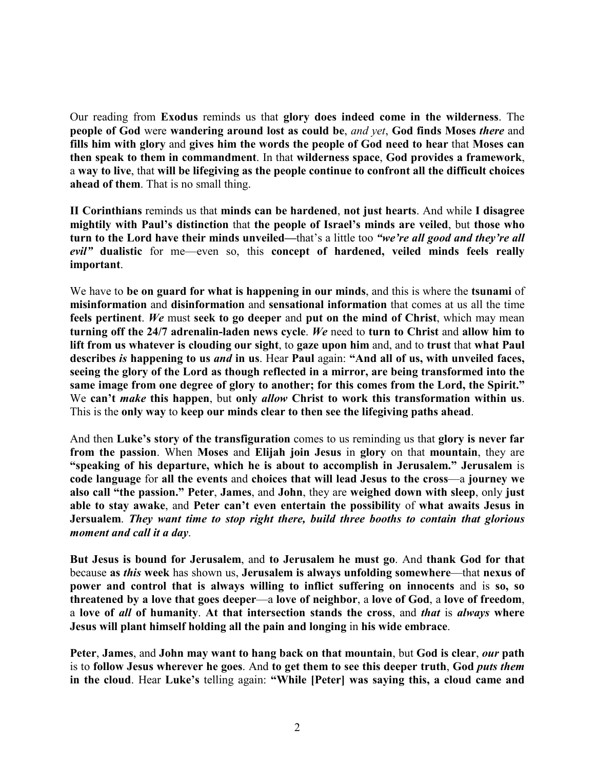Our reading from **Exodus** reminds us that **glory does indeed come in the wilderness**. The **people of God** were **wandering around lost as could be**, *and yet*, **God finds Moses *there*** and **fills him with glory** and **gives him the words the people of God need to hear** that **Moses can then speak to them in commandment**. In that **wilderness space**, **God provides a framework**, a **way to live**, that **will be lifegiving as the people continue to confront all the difficult choices ahead of them**. That is no small thing.

**II Corinthians** reminds us that **minds can be hardened**, **not just hearts**. And while **I disagree mightily with Paul's distinction** that **the people of Israel's minds are veiled**, but **those who turn to the Lord have their minds unveiled—**that's a little too ***"we're all good and they're all evil"*** **dualistic** for me—even so, this **concept of hardened, veiled minds feels really important**.

We have to **be on guard for what is happening in our minds**, and this is where the **tsunami** of **misinformation** and **disinformation** and **sensational information** that comes at us all the time **feels pertinent**. ***We*** must **seek to go deeper** and **put on the mind of Christ**, which may mean **turning off the 24/7 adrenalin-laden news cycle**. ***We*** need to **turn to Christ** and **allow him to lift from us whatever is clouding our sight**, to **gaze upon him** and, and to **trust** that **what Paul describes *is* happening to us *and* in us**. Hear **Paul** again: **"And all of us, with unveiled faces, seeing the glory of the Lord as though reflected in a mirror, are being transformed into the same image from one degree of glory to another; for this comes from the Lord, the Spirit."** We **can't *make* this happen**, but **only *allow* Christ to work this transformation within us**. This is the **only way** to **keep our minds clear to then see the lifegiving paths ahead**.

And then **Luke's story of the transfiguration** comes to us reminding us that **glory is never far from the passion**. When **Moses** and **Elijah join Jesus** in **glory** on that **mountain**, they are **"speaking of his departure, which he is about to accomplish in Jerusalem." Jerusalem** is **code language** for **all the events** and **choices that will lead Jesus to the cross**—a **journey we also call "the passion." Peter**, **James**, and **John**, they are **weighed down with sleep**, only **just able to stay awake**, and **Peter can't even entertain the possibility** of **what awaits Jesus in Jersualem**. ***They want time to stop right there, build three booths to contain that glorious moment and call it a day***.

**But Jesus is bound for Jerusalem**, and **to Jerusalem he must go**. And **thank God for that** because **as *this* week** has shown us, **Jerusalem is always unfolding somewhere**—that **nexus of power and control that is always willing to inflict suffering on innocents** and is **so, so threatened by a love that goes deeper**—a **love of neighbor**, a **love of God**, a **love of freedom**, a **love of *all* of humanity**. **At that intersection stands the cross**, and ***that*** is ***always*** **where Jesus will plant himself holding all the pain and longing** in **his wide embrace**.

**Peter**, **James**, and **John may want to hang back on that mountain**, but **God is clear**, ***our*** **path** is to **follow Jesus wherever he goes**. And **to get them to see this deeper truth**, **God *puts them* in the cloud**. Hear **Luke's** telling again: **"While [Peter] was saying this, a cloud came and**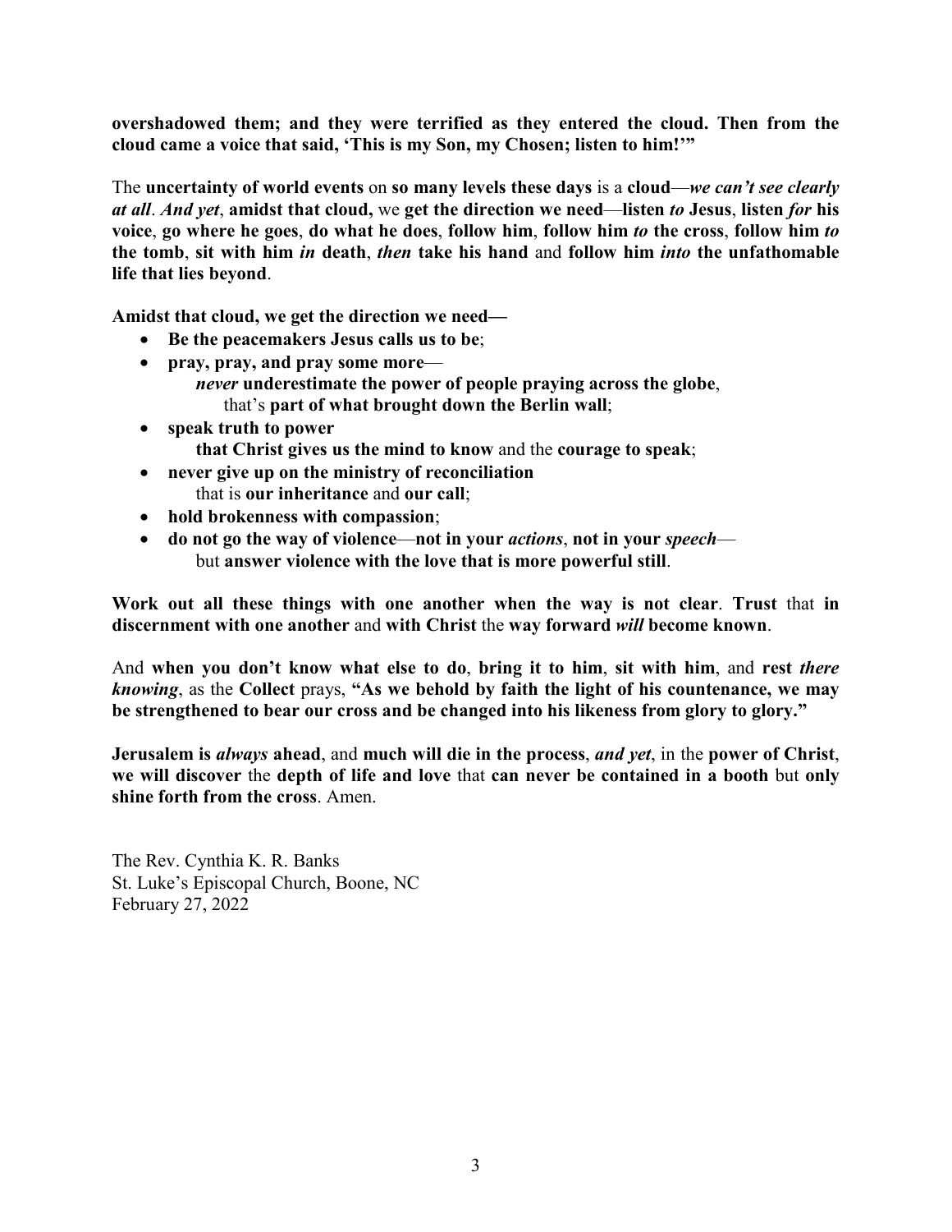**overshadowed them; and they were terrified as they entered the cloud. Then from the cloud came a voice that said, 'This is my Son, my Chosen; listen to him!'"**

The **uncertainty of world events** on **so many levels these days** is a **cloud**—***we can't see clearly at all***. ***And yet***, **amidst that cloud,** we **get the direction we need**—**listen *to* Jesus**, **listen *for* his voice**, **go where he goes**, **do what he does**, **follow him**, **follow him *to* the cross**, **follow him *to* the tomb**, **sit with him *in* death**, ***then* take his hand** and **follow him *into* the unfathomable life that lies beyond**.

**Amidst that cloud, we get the direction we need—**

- **Be the peacemakers Jesus calls us to be**;
- **pray, pray, and pray some more**—
  ***never* underestimate the power of people praying across the globe**,
  that's **part of what brought down the Berlin wall**;
- **speak truth to power**
  **that Christ gives us the mind to know** and the **courage to speak**;
- **never give up on the ministry of reconciliation**
  that is **our inheritance** and **our call**;
- **hold brokenness with compassion**;
- **do not go the way of violence**—**not in your *actions***, **not in your *speech***—
  but **answer violence with the love that is more powerful still**.

**Work out all these things with one another when the way is not clear**. **Trust** that **in discernment with one another** and **with Christ** the **way forward *will* become known**.

And **when you don't know what else to do**, **bring it to him**, **sit with him**, and **rest *there knowing***, as the **Collect** prays, **"As we behold by faith the light of his countenance, we may be strengthened to bear our cross and be changed into his likeness from glory to glory."**

**Jerusalem is *always* ahead**, and **much will die in the process**, ***and yet***, in the **power of Christ**, **we will discover** the **depth of life and love** that **can never be contained in a booth** but **only shine forth from the cross**. Amen.

The Rev. Cynthia K. R. Banks
St. Luke's Episcopal Church, Boone, NC
February 27, 2022